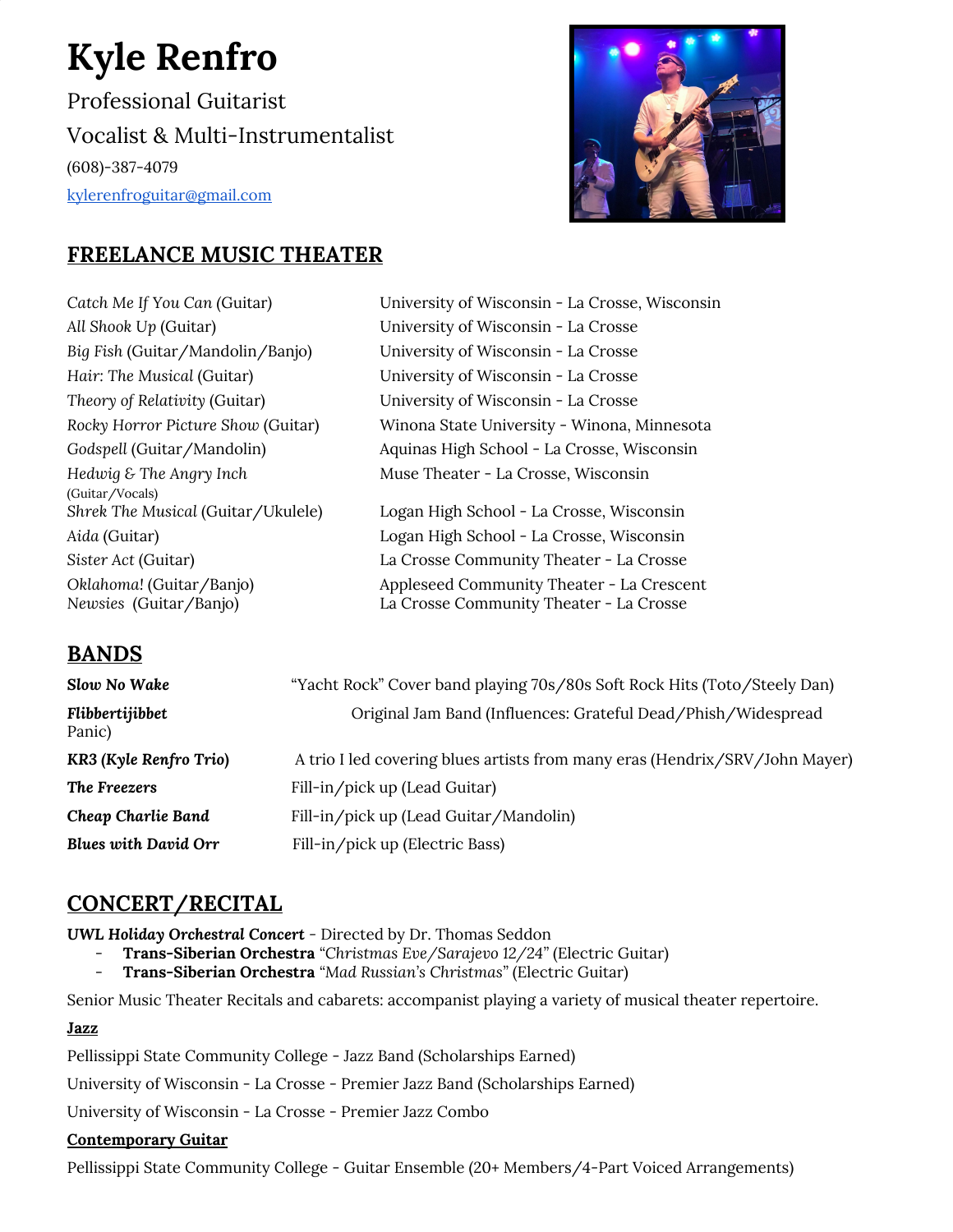# Kyle Renfro

Professional Guitarist

Vocalist & Multi-Instrumentalist

(608)-387-4079

[kylerenfroguitar@gmail.com](mailto:kylerenfroguitar@gmail.com)

## FREELANCE MUSIC THEATER

| | |
|---|---|
| *Catch Me If You Can* (Guitar) | University of Wisconsin - La Crosse, Wisconsin |
| *All Shook Up* (Guitar) | University of Wisconsin - La Crosse |
| *Big Fish* (Guitar/Mandolin/Banjo) | University of Wisconsin - La Crosse |
| *Hair: The Musical* (Guitar) | University of Wisconsin - La Crosse |
| *Theory of Relativity* (Guitar) | University of Wisconsin - La Crosse |
| *Rocky Horror Picture Show* (Guitar) | Winona State University - Winona, Minnesota |
| *Godspell* (Guitar/Mandolin) | Aquinas High School - La Crosse, Wisconsin |
| *Hedwig & The Angry Inch* (Guitar/Vocals) | Muse Theater - La Crosse, Wisconsin |
| *Shrek The Musical* (Guitar/Ukulele) | Logan High School - La Crosse, Wisconsin |
| *Aida* (Guitar) | Logan High School - La Crosse, Wisconsin |
| *Sister Act* (Guitar) | La Crosse Community Theater - La Crosse |
| *Oklahoma!* (Guitar/Banjo) | Appleseed Community Theater - La Crescent |
| *Newsies* (Guitar/Banjo) | La Crosse Community Theater - La Crosse |

## BANDS

| | |
|---|---|
| ***Slow No Wake*** | "Yacht Rock" Cover band playing 70s/80s Soft Rock Hits (Toto/Steely Dan) |
| ***Flibbertijibbet*** | Original Jam Band (Influences: Grateful Dead/Phish/Widespread Panic) |
| ***KR3 (Kyle Renfro Trio)*** | A trio I led covering blues artists from many eras (Hendrix/SRV/John Mayer) |
| ***The Freezers*** | Fill-in/pick up (Lead Guitar) |
| ***Cheap Charlie Band*** | Fill-in/pick up (Lead Guitar/Mandolin) |
| ***Blues with David Orr*** | Fill-in/pick up (Electric Bass) |

## CONCERT/RECITAL

***UWL Holiday Orchestral Concert*** - Directed by Dr. Thomas Seddon

- **Trans-Siberian Orchestra** "*Christmas Eve/Sarajevo 12/24*" (Electric Guitar)
- **Trans-Siberian Orchestra** "*Mad Russian's Christmas*" (Electric Guitar)

Senior Music Theater Recitals and cabarets: accompanist playing a variety of musical theater repertoire.

**Jazz**

Pellissippi State Community College - Jazz Band (Scholarships Earned)

University of Wisconsin - La Crosse - Premier Jazz Band (Scholarships Earned)

University of Wisconsin - La Crosse - Premier Jazz Combo

**Contemporary Guitar**

Pellissippi State Community College - Guitar Ensemble (20+ Members/4-Part Voiced Arrangements)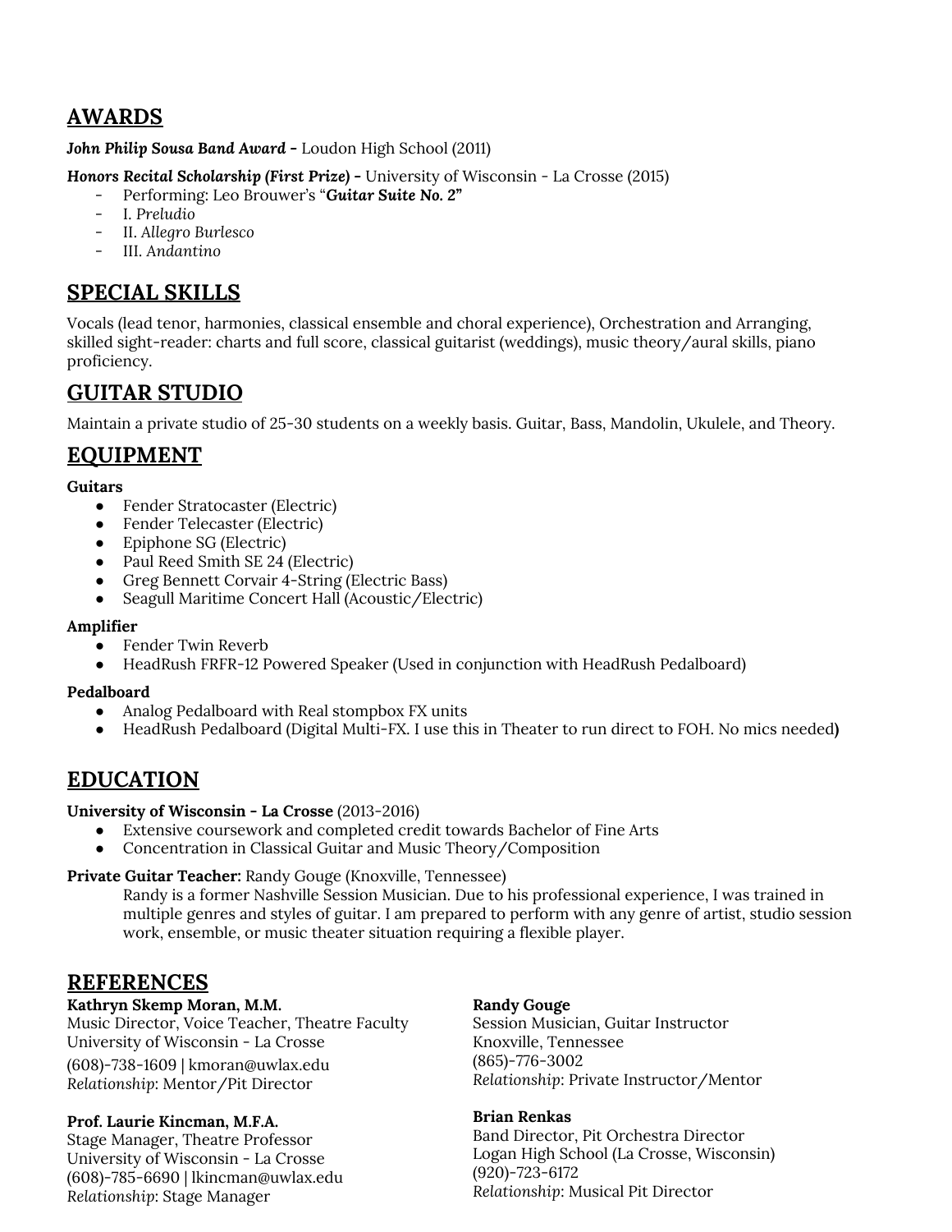## AWARDS

***John Philip Sousa Band Award –*** Loudon High School (2011)

***Honors Recital Scholarship (First Prize) –*** University of Wisconsin - La Crosse (2015)

- Performing: Leo Brouwer's "***Guitar Suite No. 2"***
- I. *Preludio*
- II. *Allegro Burlesco*
- III. *Andantino*

## SPECIAL SKILLS

Vocals (lead tenor, harmonies, classical ensemble and choral experience), Orchestration and Arranging, skilled sight-reader: charts and full score, classical guitarist (weddings), music theory/aural skills, piano proficiency.

## GUITAR STUDIO

Maintain a private studio of 25-30 students on a weekly basis. Guitar, Bass, Mandolin, Ukulele, and Theory.

## EQUIPMENT

**Guitars**

- Fender Stratocaster (Electric)
- Fender Telecaster (Electric)
- Epiphone SG (Electric)
- Paul Reed Smith SE 24 (Electric)
- Greg Bennett Corvair 4-String (Electric Bass)
- Seagull Maritime Concert Hall (Acoustic/Electric)

**Amplifier**

- Fender Twin Reverb
- HeadRush FRFR-12 Powered Speaker (Used in conjunction with HeadRush Pedalboard)

**Pedalboard**

- Analog Pedalboard with Real stompbox FX units
- HeadRush Pedalboard (Digital Multi-FX. I use this in Theater to run direct to FOH. No mics needed**)**

## EDUCATION

**University of Wisconsin - La Crosse** (2013-2016)

- Extensive coursework and completed credit towards Bachelor of Fine Arts
- Concentration in Classical Guitar and Music Theory/Composition

**Private Guitar Teacher:** Randy Gouge (Knoxville, Tennessee)

Randy is a former Nashville Session Musician. Due to his professional experience, I was trained in multiple genres and styles of guitar. I am prepared to perform with any genre of artist, studio session work, ensemble, or music theater situation requiring a flexible player.

## REFERENCES

**Kathryn Skemp Moran, M.M.**
Music Director, Voice Teacher, Theatre Faculty
University of Wisconsin - La Crosse
(608)-738-1609 | kmoran@uwlax.edu
*Relationship*: Mentor/Pit Director

**Prof. Laurie Kincman, M.F.A.**
Stage Manager, Theatre Professor
University of Wisconsin - La Crosse
(608)-785-6690 | lkincman@uwlax.edu
*Relationship*: Stage Manager

**Randy Gouge**
Session Musician, Guitar Instructor
Knoxville, Tennessee
(865)-776-3002
*Relationship*: Private Instructor/Mentor

**Brian Renkas**
Band Director, Pit Orchestra Director
Logan High School (La Crosse, Wisconsin)
(920)-723-6172
*Relationship*: Musical Pit Director